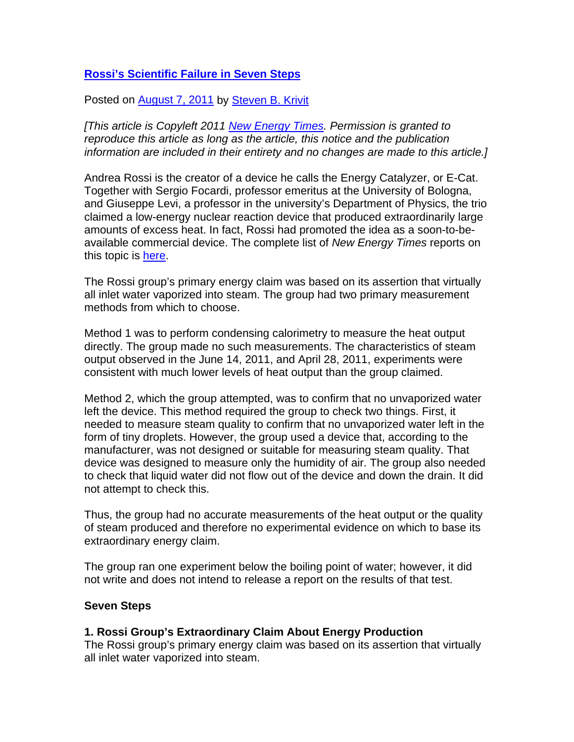# [Rossi's Scientific Failure in Seven Steps]()

Posted on [August 7, 2011]() by [Steven B. Krivit]()

*[This article is Copyleft 2011 [New Energy Times](). Permission is granted to reproduce this article as long as the article, this notice and the publication information are included in their entirety and no changes are made to this article.]*

Andrea Rossi is the creator of a device he calls the Energy Catalyzer, or E-Cat. Together with Sergio Focardi, professor emeritus at the University of Bologna, and Giuseppe Levi, a professor in the university's Department of Physics, the trio claimed a low-energy nuclear reaction device that produced extraordinarily large amounts of excess heat. In fact, Rossi had promoted the idea as a soon-to-be-available commercial device. The complete list of *New Energy Times* reports on this topic is [here]().

The Rossi group's primary energy claim was based on its assertion that virtually all inlet water vaporized into steam. The group had two primary measurement methods from which to choose.

Method 1 was to perform condensing calorimetry to measure the heat output directly. The group made no such measurements. The characteristics of steam output observed in the June 14, 2011, and April 28, 2011, experiments were consistent with much lower levels of heat output than the group claimed.

Method 2, which the group attempted, was to confirm that no unvaporized water left the device. This method required the group to check two things. First, it needed to measure steam quality to confirm that no unvaporized water left in the form of tiny droplets. However, the group used a device that, according to the manufacturer, was not designed or suitable for measuring steam quality. That device was designed to measure only the humidity of air. The group also needed to check that liquid water did not flow out of the device and down the drain. It did not attempt to check this.

Thus, the group had no accurate measurements of the heat output or the quality of steam produced and therefore no experimental evidence on which to base its extraordinary energy claim.

The group ran one experiment below the boiling point of water; however, it did not write and does not intend to release a report on the results of that test.

### Seven Steps

**1. Rossi Group's Extraordinary Claim About Energy Production**
The Rossi group's primary energy claim was based on its assertion that virtually all inlet water vaporized into steam.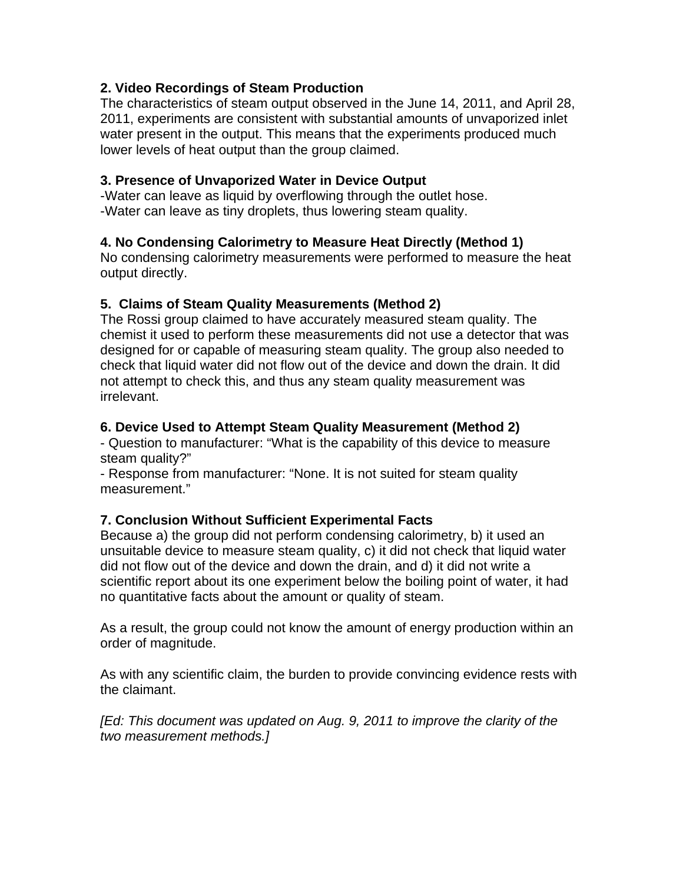**2. Video Recordings of Steam Production**

The characteristics of steam output observed in the June 14, 2011, and April 28, 2011, experiments are consistent with substantial amounts of unvaporized inlet water present in the output. This means that the experiments produced much lower levels of heat output than the group claimed.

**3. Presence of Unvaporized Water in Device Output**

-Water can leave as liquid by overflowing through the outlet hose.
-Water can leave as tiny droplets, thus lowering steam quality.

**4. No Condensing Calorimetry to Measure Heat Directly (Method 1)**

No condensing calorimetry measurements were performed to measure the heat output directly.

**5. Claims of Steam Quality Measurements (Method 2)**

The Rossi group claimed to have accurately measured steam quality. The chemist it used to perform these measurements did not use a detector that was designed for or capable of measuring steam quality. The group also needed to check that liquid water did not flow out of the device and down the drain. It did not attempt to check this, and thus any steam quality measurement was irrelevant.

**6. Device Used to Attempt Steam Quality Measurement (Method 2)**

- Question to manufacturer: “What is the capability of this device to measure steam quality?”
- Response from manufacturer: “None. It is not suited for steam quality measurement.”

**7. Conclusion Without Sufficient Experimental Facts**

Because a) the group did not perform condensing calorimetry, b) it used an unsuitable device to measure steam quality, c) it did not check that liquid water did not flow out of the device and down the drain, and d) it did not write a scientific report about its one experiment below the boiling point of water, it had no quantitative facts about the amount or quality of steam.

As a result, the group could not know the amount of energy production within an order of magnitude.

As with any scientific claim, the burden to provide convincing evidence rests with the claimant.

*[Ed: This document was updated on Aug. 9, 2011 to improve the clarity of the two measurement methods.]*